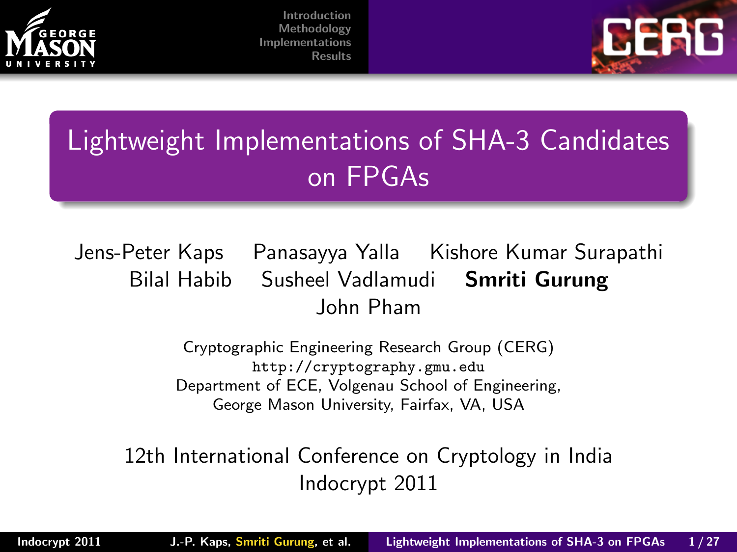# Lightweight Implementations of SHA-3 Candidates on FPGAs

Jens-Peter Kaps   Panasayya Yalla   Kishore Kumar Surapathi
Bilal Habib   Susheel Vadlamudi   **Smriti Gurung**
John Pham

Cryptographic Engineering Research Group (CERG)
`http://cryptography.gmu.edu`
Department of ECE, Volgenau School of Engineering,
George Mason University, Fairfax, VA, USA

12th International Conference on Cryptology in India
Indocrypt 2011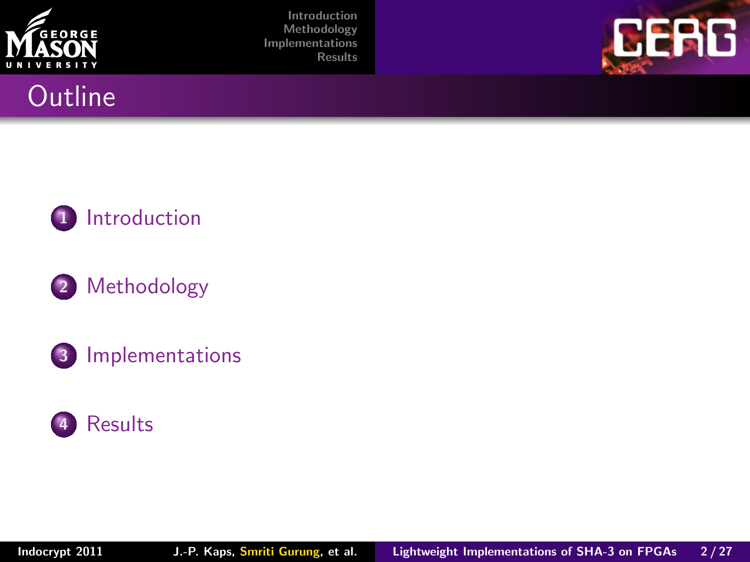# Outline

1. Introduction
2. Methodology
3. Implementations
4. Results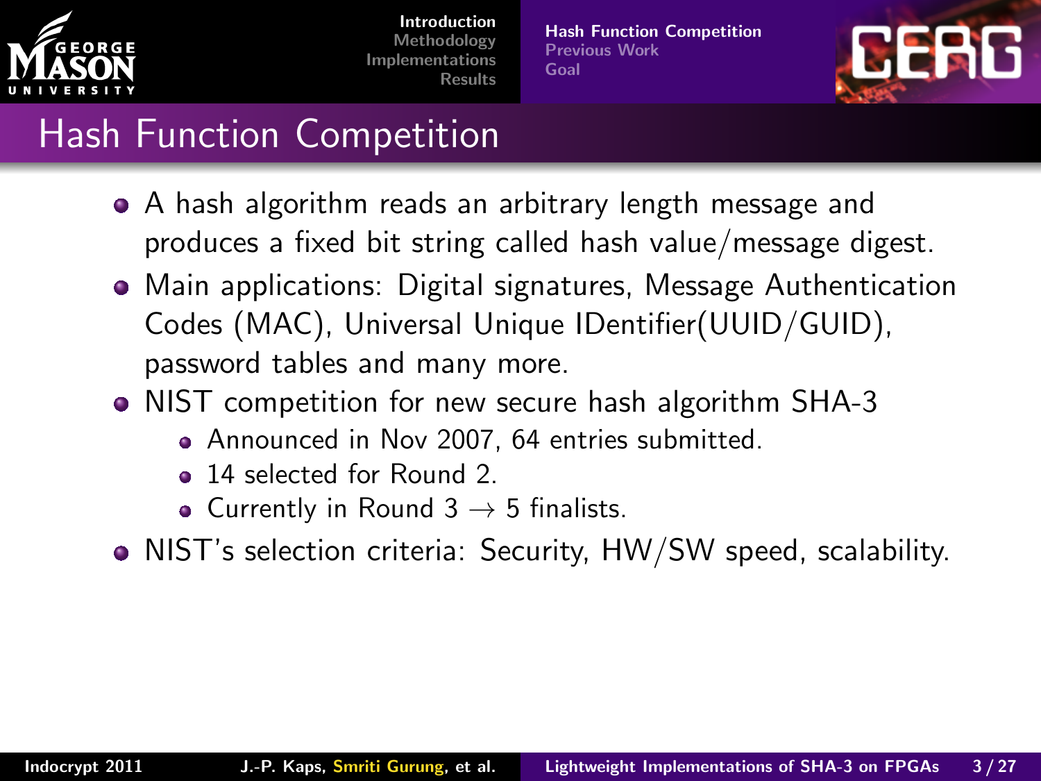# Hash Function Competition

- A hash algorithm reads an arbitrary length message and produces a fixed bit string called hash value/message digest.
- Main applications: Digital signatures, Message Authentication Codes (MAC), Universal Unique IDentifier(UUID/GUID), password tables and many more.
- NIST competition for new secure hash algorithm SHA-3
  - Announced in Nov 2007, 64 entries submitted.
  - 14 selected for Round 2.
  - Currently in Round 3 $\rightarrow$ 5 finalists.
- NIST's selection criteria: Security, HW/SW speed, scalability.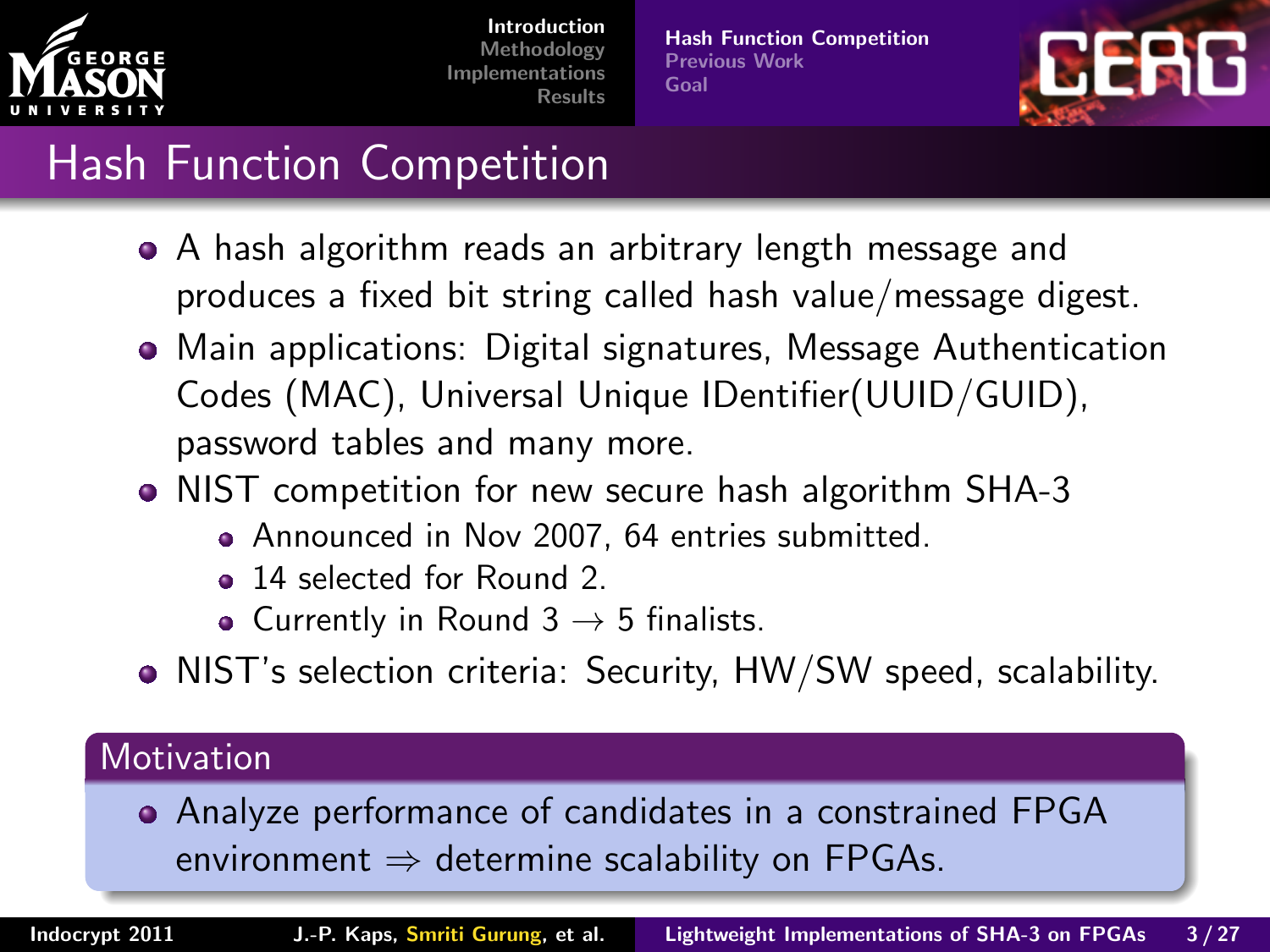# Hash Function Competition

- A hash algorithm reads an arbitrary length message and produces a fixed bit string called hash value/message digest.
- Main applications: Digital signatures, Message Authentication Codes (MAC), Universal Unique IDentifier(UUID/GUID), password tables and many more.
- NIST competition for new secure hash algorithm SHA-3
  - Announced in Nov 2007, 64 entries submitted.
  - 14 selected for Round 2.
  - Currently in Round 3 $\rightarrow$ 5 finalists.
- NIST's selection criteria: Security, HW/SW speed, scalability.

## Motivation

- Analyze performance of candidates in a constrained FPGA environment $\Rightarrow$ determine scalability on FPGAs.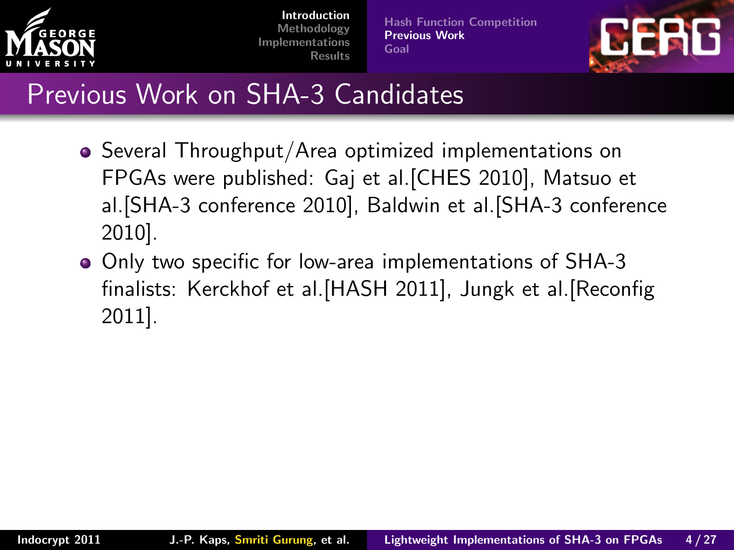# Previous Work on SHA-3 Candidates

- Several Throughput/Area optimized implementations on FPGAs were published: Gaj et al.[CHES 2010], Matsuo et al.[SHA-3 conference 2010], Baldwin et al.[SHA-3 conference 2010].
- Only two specific for low-area implementations of SHA-3 finalists: Kerckhof et al.[HASH 2011], Jungk et al.[Reconfig 2011].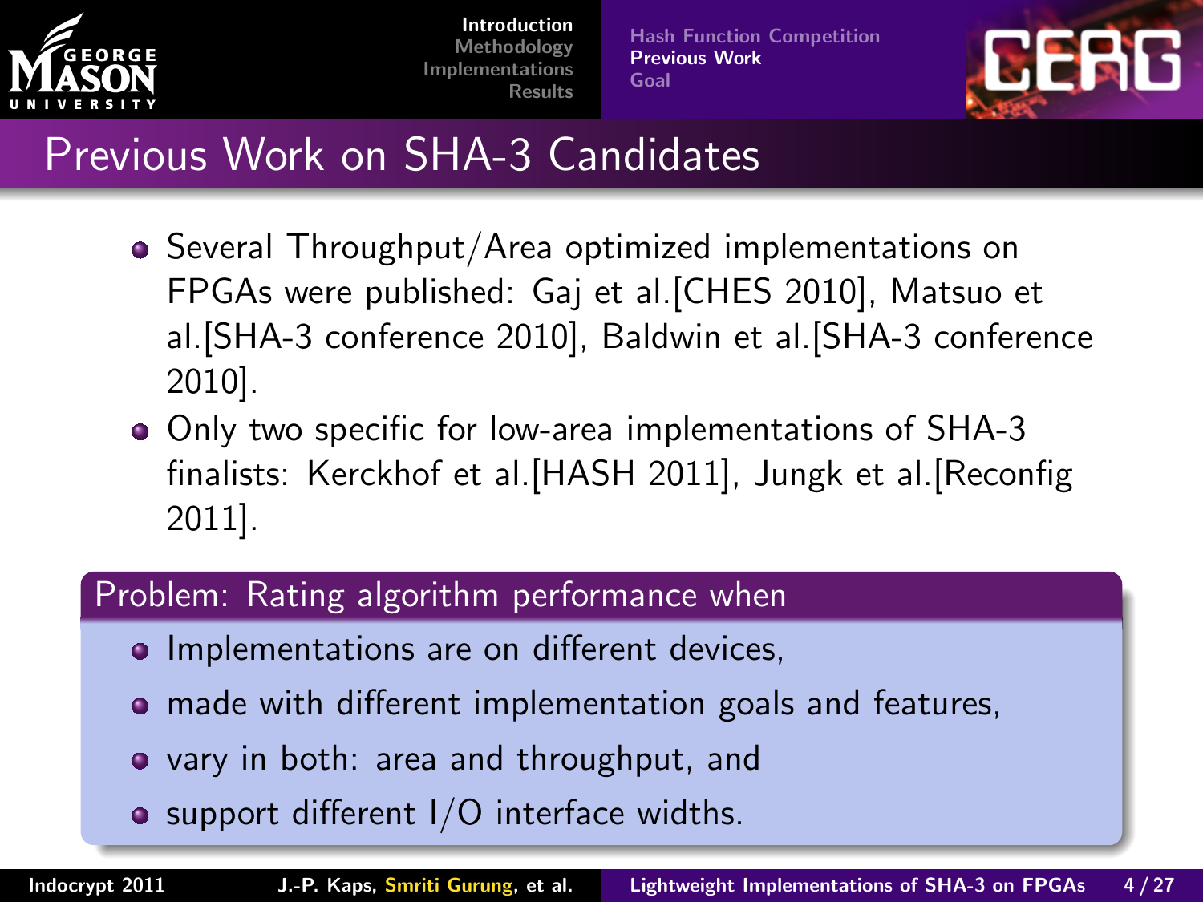# Previous Work on SHA-3 Candidates

- Several Throughput/Area optimized implementations on FPGAs were published: Gaj et al.[CHES 2010], Matsuo et al.[SHA-3 conference 2010], Baldwin et al.[SHA-3 conference 2010].
- Only two specific for low-area implementations of SHA-3 finalists: Kerckhof et al.[HASH 2011], Jungk et al.[Reconfig 2011].

**Problem: Rating algorithm performance when**

- Implementations are on different devices,
- made with different implementation goals and features,
- vary in both: area and throughput, and
- support different I/O interface widths.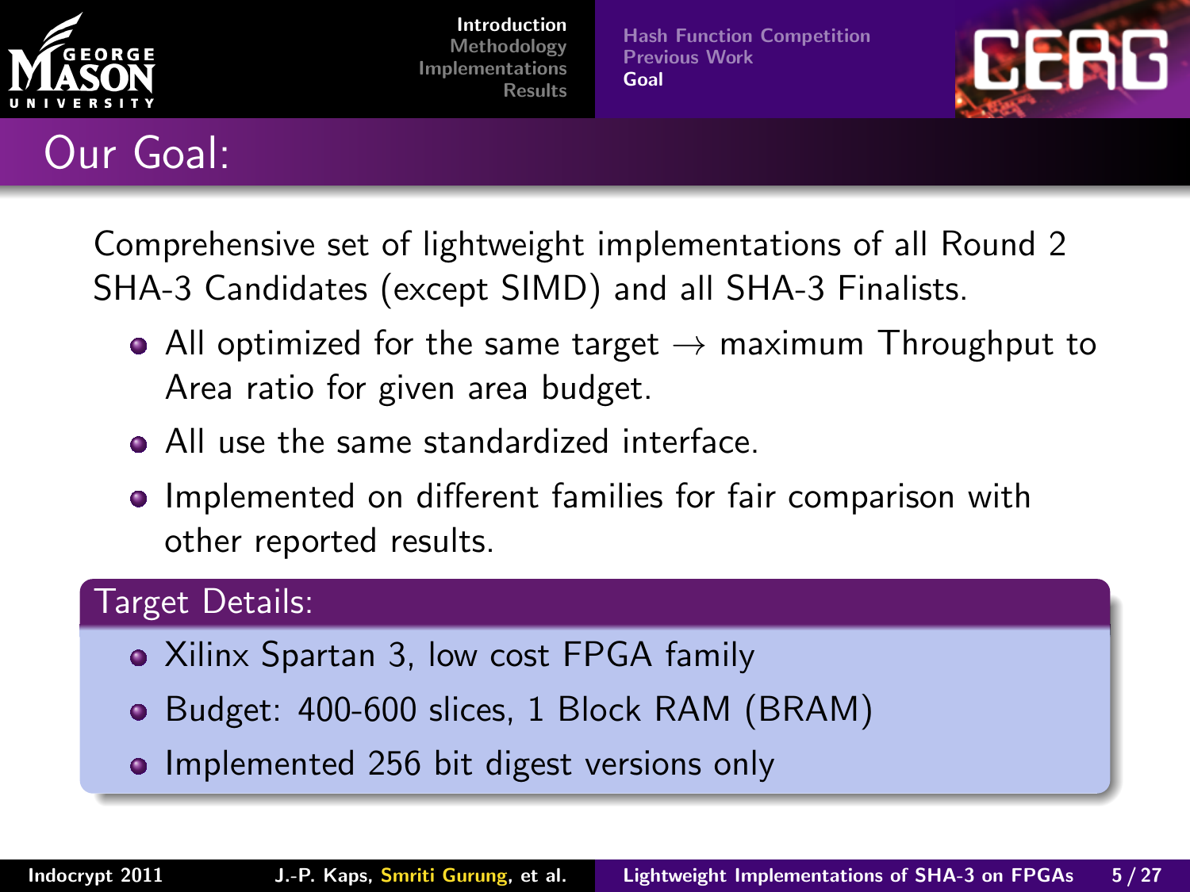# Our Goal:

Comprehensive set of lightweight implementations of all Round 2 SHA-3 Candidates (except SIMD) and all SHA-3 Finalists.

- All optimized for the same target $\rightarrow$ maximum Throughput to Area ratio for given area budget.
- All use the same standardized interface.
- Implemented on different families for fair comparison with other reported results.

**Target Details:**

- Xilinx Spartan 3, low cost FPGA family
- Budget: 400-600 slices, 1 Block RAM (BRAM)
- Implemented 256 bit digest versions only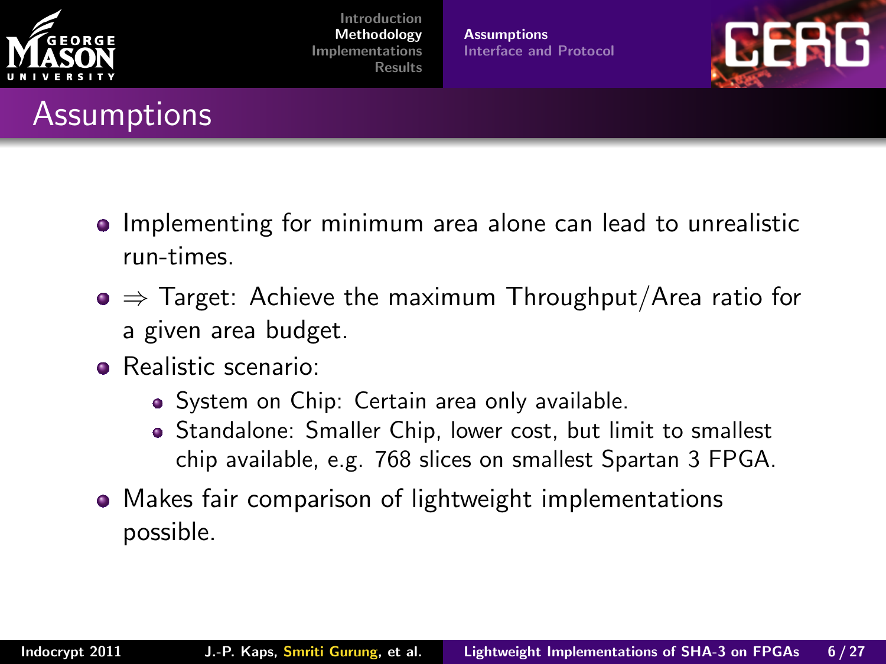# Assumptions

- Implementing for minimum area alone can lead to unrealistic run-times.
- $\Rightarrow$ Target: Achieve the maximum Throughput/Area ratio for a given area budget.
- Realistic scenario:
  - System on Chip: Certain area only available.
  - Standalone: Smaller Chip, lower cost, but limit to smallest chip available, e.g. 768 slices on smallest Spartan 3 FPGA.
- Makes fair comparison of lightweight implementations possible.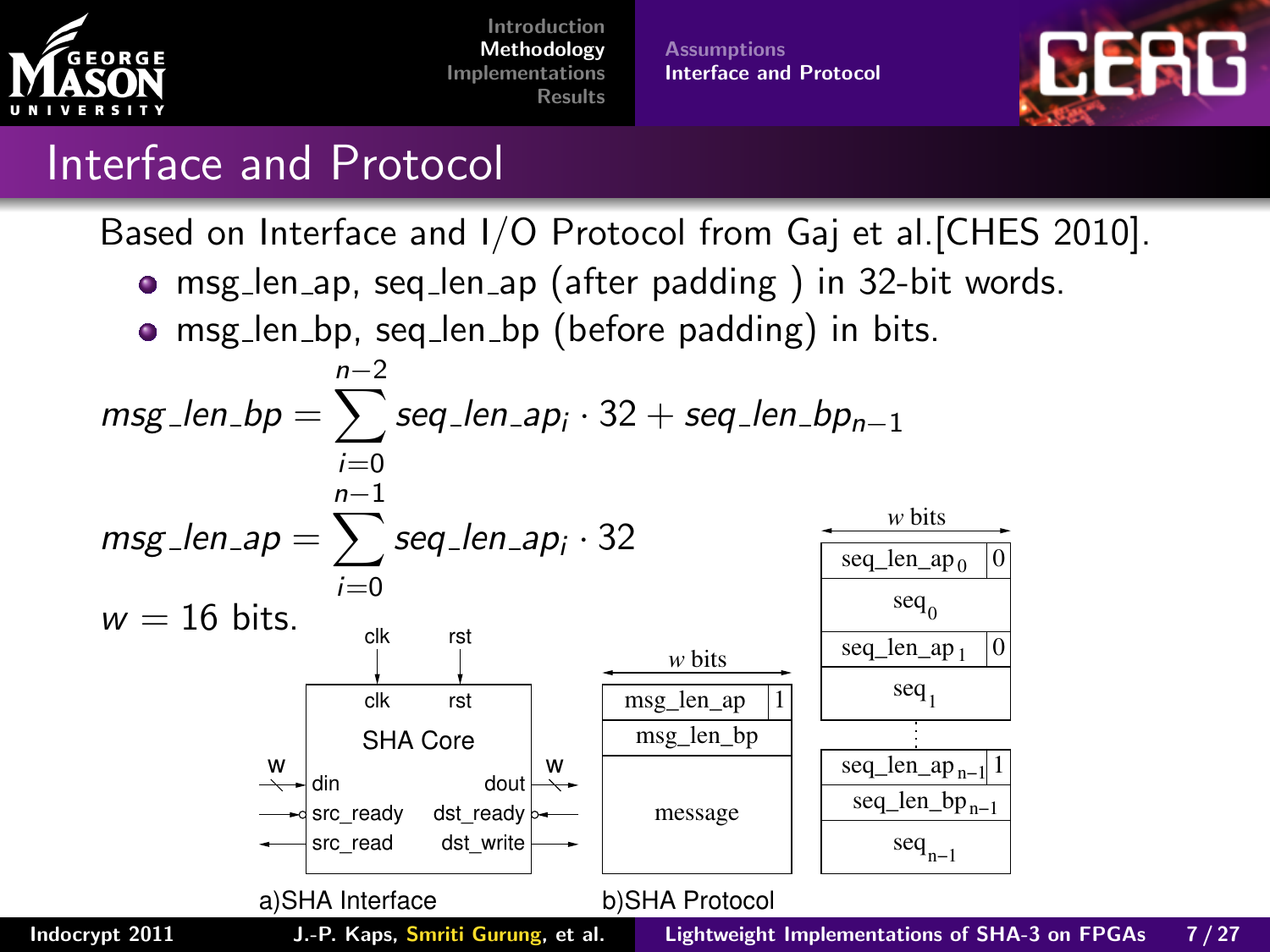# Interface and Protocol

Based on Interface and I/O Protocol from Gaj et al.[CHES 2010].

- msg_len_ap, seq_len_ap (after padding ) in 32-bit words.
- msg_len_bp, seq_len_bp (before padding) in bits.

$$msg\_len\_bp = \sum_{i=0}^{n-2} seq\_len\_ap_i \cdot 32 + seq\_len\_bp_{n-1}$$

$$msg\_len\_ap = \sum_{i=0}^{n-1} seq\_len\_ap_i \cdot 32$$

$w = 16$ bits.

**a) SHA Interface**

SHA Core with inputs clk, rst; ports: din (w bits), src_ready, src_read, dout (w bits), dst_ready, dst_write.

**b) SHA Protocol**

| *w* bits | |
|---|---|
| msg_len_ap | 1 |
| msg_len_bp | |
| message | |

| *w* bits | |
|---|---|
| $seq\_len\_ap_0$ | 0 |
| $seq_0$ | |
| $seq\_len\_ap_1$ | 0 |
| $seq_1$ | |
| ⋮ | |
| $seq\_len\_ap_{n-1}$ | 1 |
| $seq\_len\_bp_{n-1}$ | |
| $seq_{n-1}$ | |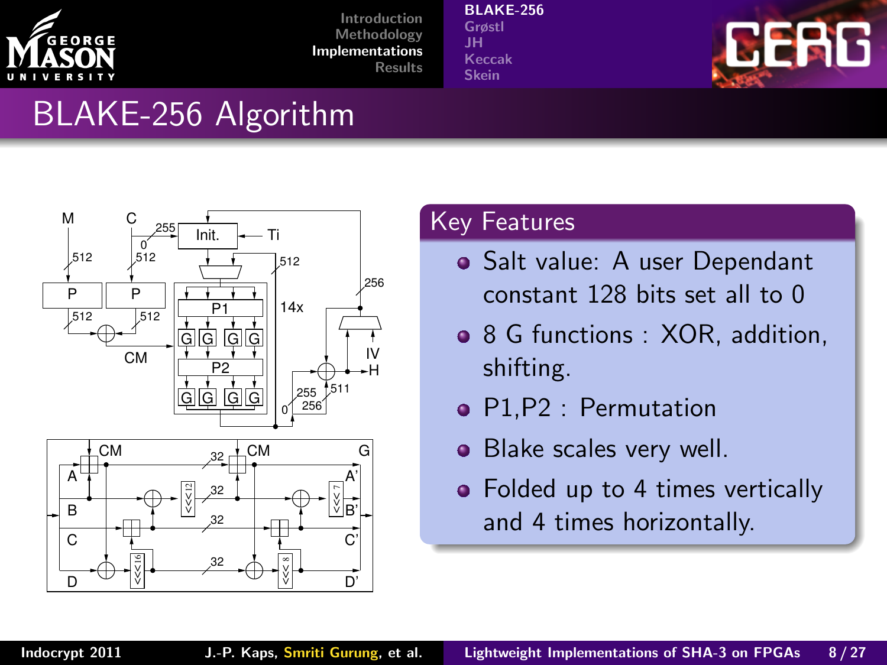# BLAKE-256 Algorithm

## Key Features

- Salt value: A user Dependant constant 128 bits set all to 0
- 8 G functions : XOR, addition, shifting.
- P1,P2 : Permutation
- Blake scales very well.
- Folded up to 4 times vertically and 4 times horizontally.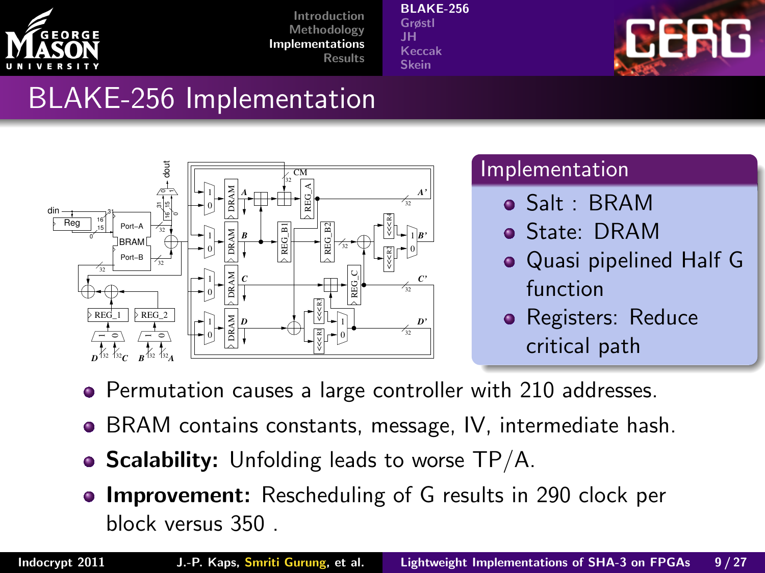# BLAKE-256 Implementation

## Implementation

- Salt : BRAM
- State: DRAM
- Quasi pipelined Half G function
- Registers: Reduce critical path

- Permutation causes a large controller with 210 addresses.
- BRAM contains constants, message, IV, intermediate hash.
- **Scalability:** Unfolding leads to worse TP/A.
- **Improvement:** Rescheduling of G results in 290 clock per block versus 350 .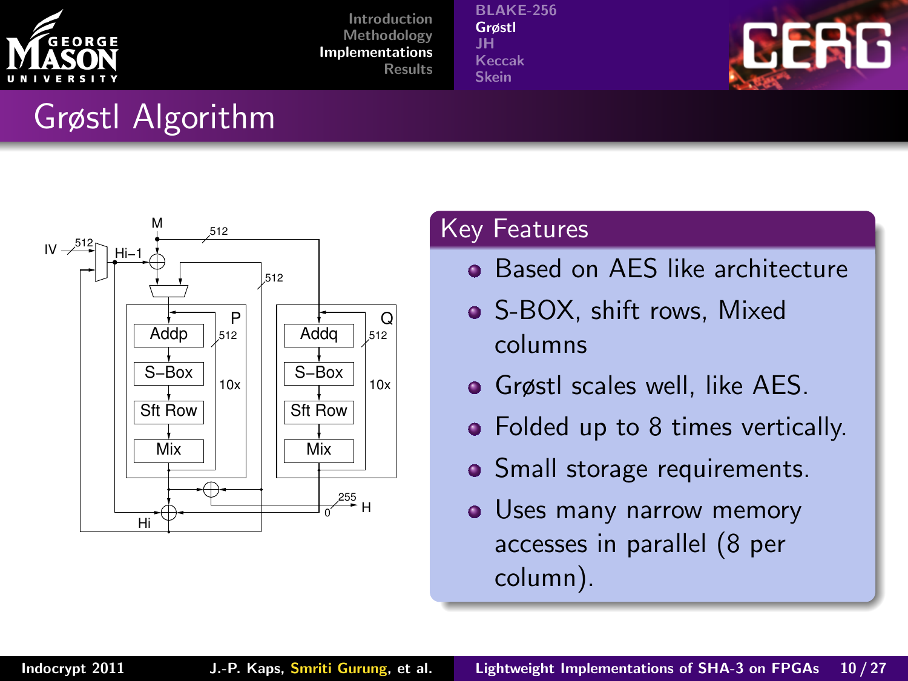# Grøstl Algorithm

## Key Features

- Based on AES like architecture
- S-BOX, shift rows, Mixed columns
- Grøstl scales well, like AES.
- Folded up to 8 times vertically.
- Small storage requirements.
- Uses many narrow memory accesses in parallel (8 per column).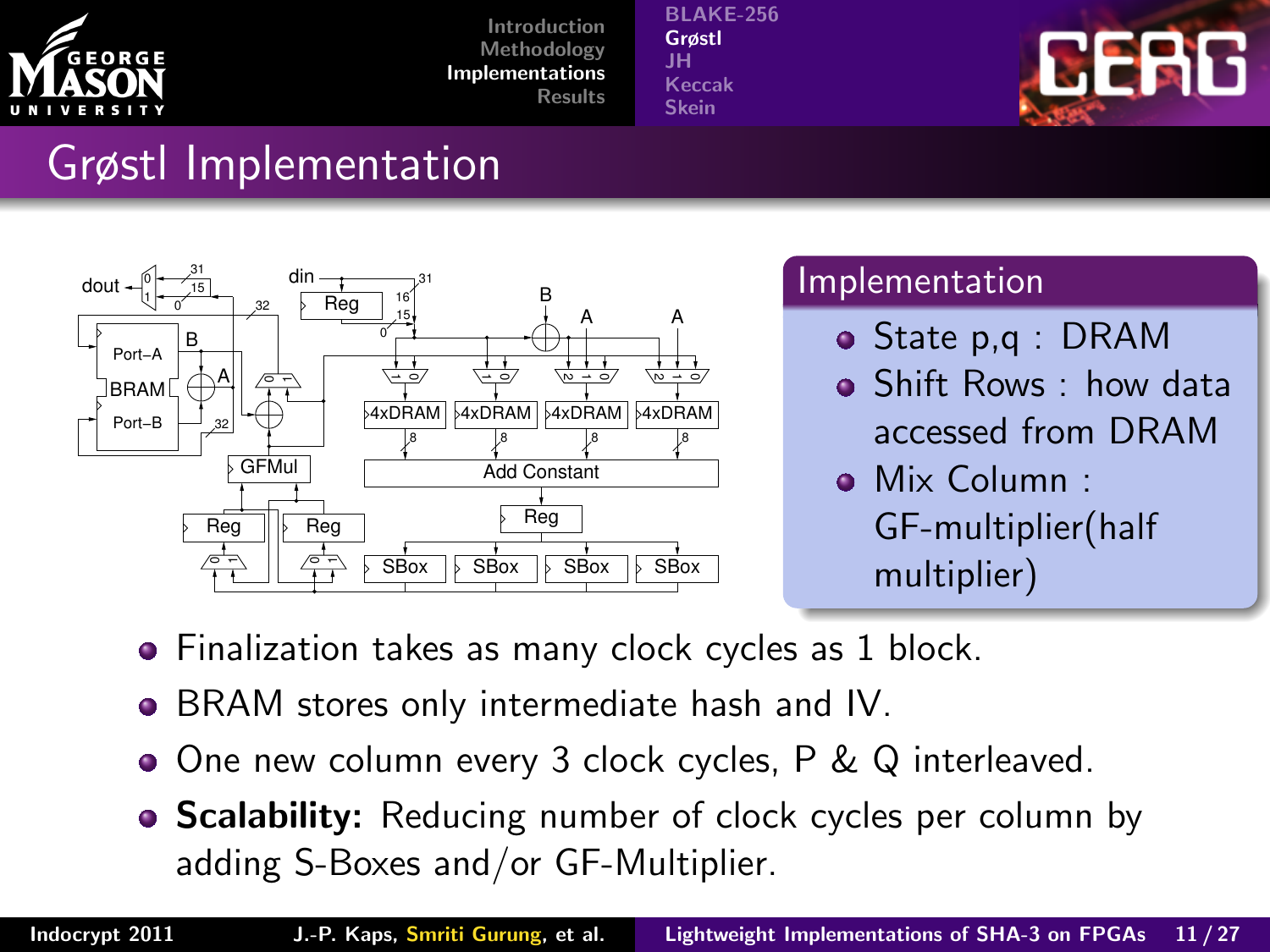# Grøstl Implementation

## Implementation

- State p,q : DRAM
- Shift Rows : how data accessed from DRAM
- Mix Column : GF-multiplier(half multiplier)

- Finalization takes as many clock cycles as 1 block.
- BRAM stores only intermediate hash and IV.
- One new column every 3 clock cycles, P & Q interleaved.
- **Scalability:** Reducing number of clock cycles per column by adding S-Boxes and/or GF-Multiplier.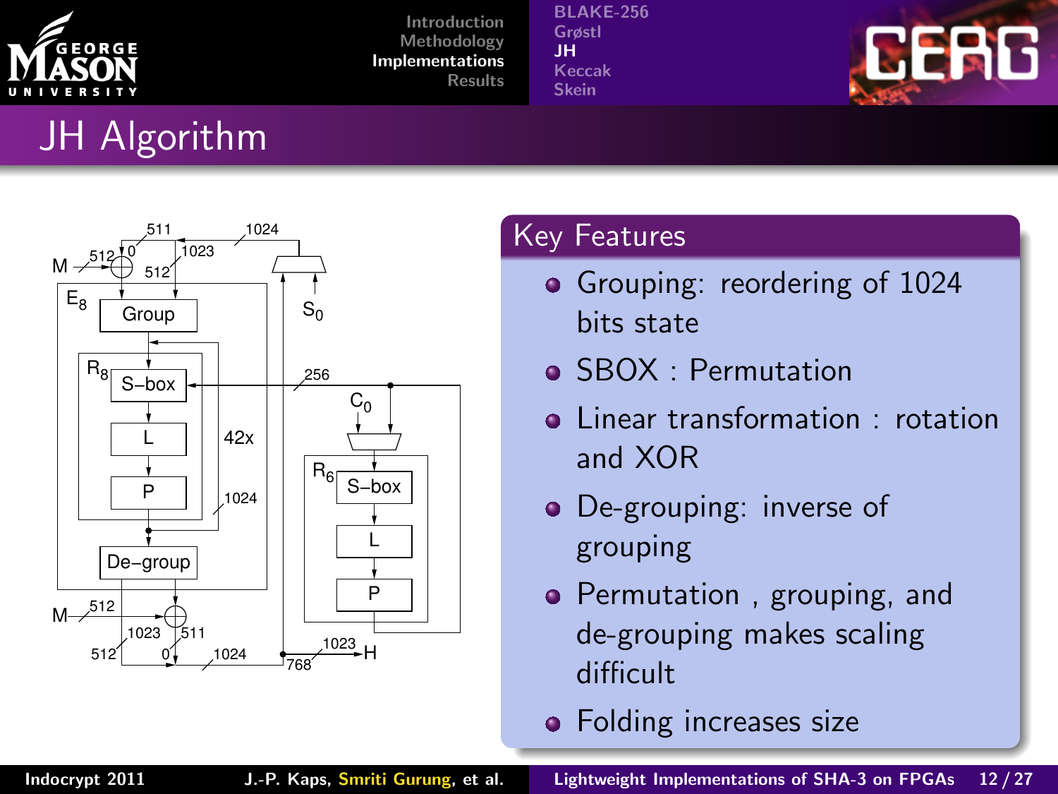# JH Algorithm

## Key Features

- Grouping: reordering of 1024 bits state
- SBOX : Permutation
- Linear transformation : rotation and XOR
- De-grouping: inverse of grouping
- Permutation , grouping, and de-grouping makes scaling difficult
- Folding increases size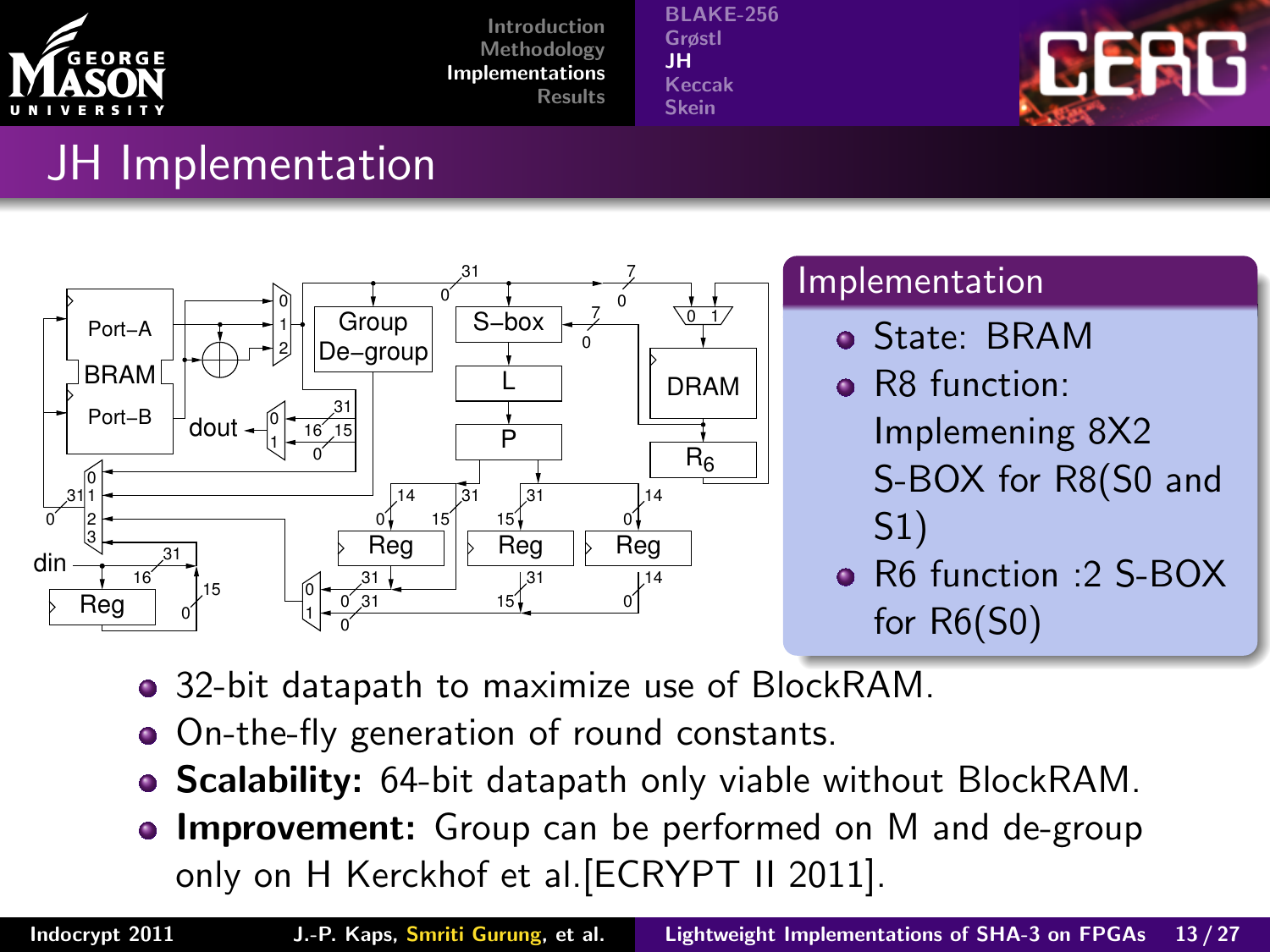# JH Implementation

## Implementation

- State: BRAM
- R8 function: Implemening 8X2 S-BOX for R8(S0 and S1)
- R6 function :2 S-BOX for R6(S0)

- 32-bit datapath to maximize use of BlockRAM.
- On-the-fly generation of round constants.
- **Scalability:** 64-bit datapath only viable without BlockRAM.
- **Improvement:** Group can be performed on M and de-group only on H Kerckhof et al.[ECRYPT II 2011].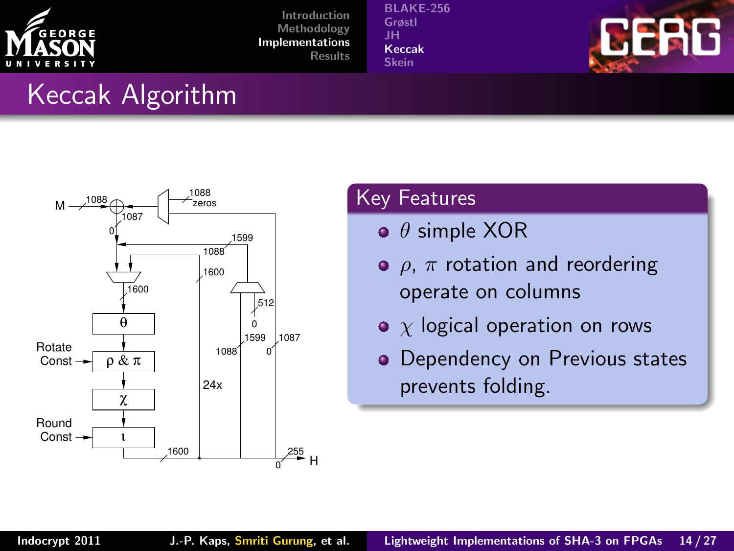# Keccak Algorithm

## Key Features

- $\theta$ simple XOR
- $\rho$, $\pi$ rotation and reordering operate on columns
- $\chi$ logical operation on rows
- Dependency on Previous states prevents folding.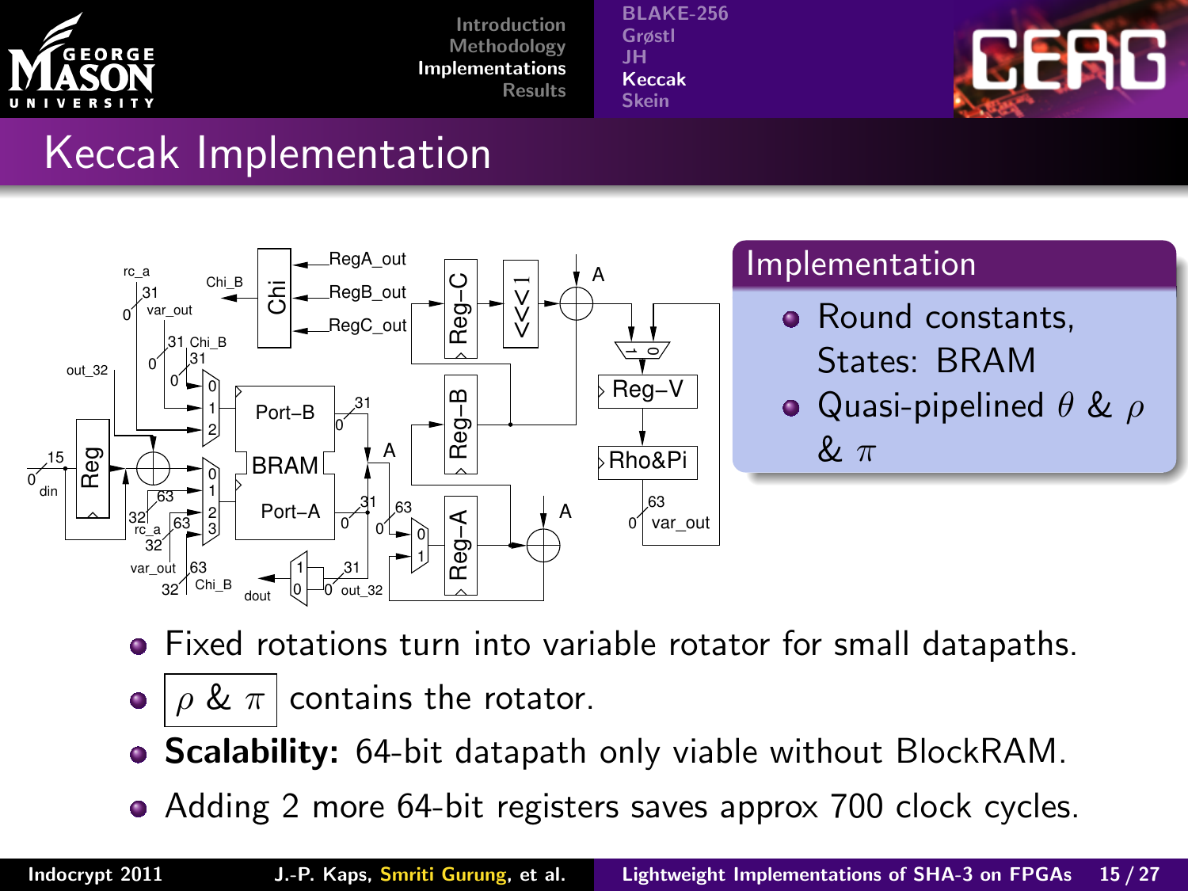# Keccak Implementation

## Implementation

- Round constants, States: BRAM
- Quasi-pipelined $\theta$ & $\rho$ & $\pi$

- Fixed rotations turn into variable rotator for small datapaths.
- $\rho$ & $\pi$ contains the rotator.
- **Scalability:** 64-bit datapath only viable without BlockRAM.
- Adding 2 more 64-bit registers saves approx 700 clock cycles.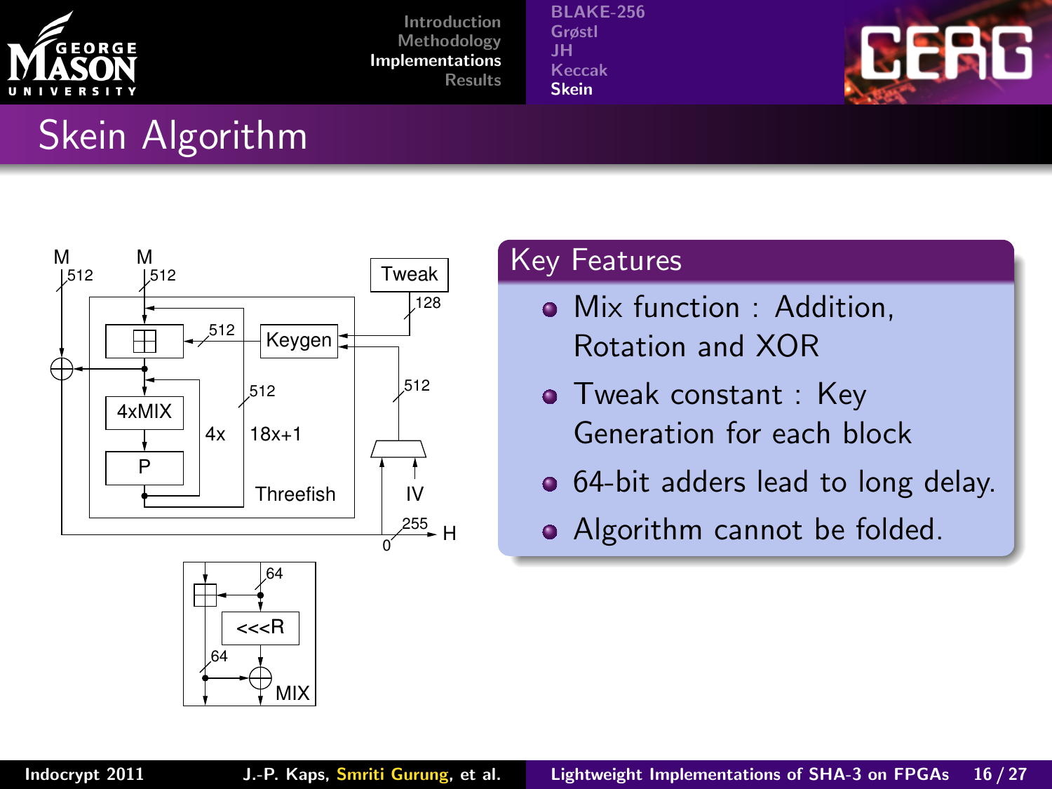# Skein Algorithm

## Key Features

- Mix function : Addition, Rotation and XOR
- Tweak constant : Key Generation for each block
- 64-bit adders lead to long delay.
- Algorithm cannot be folded.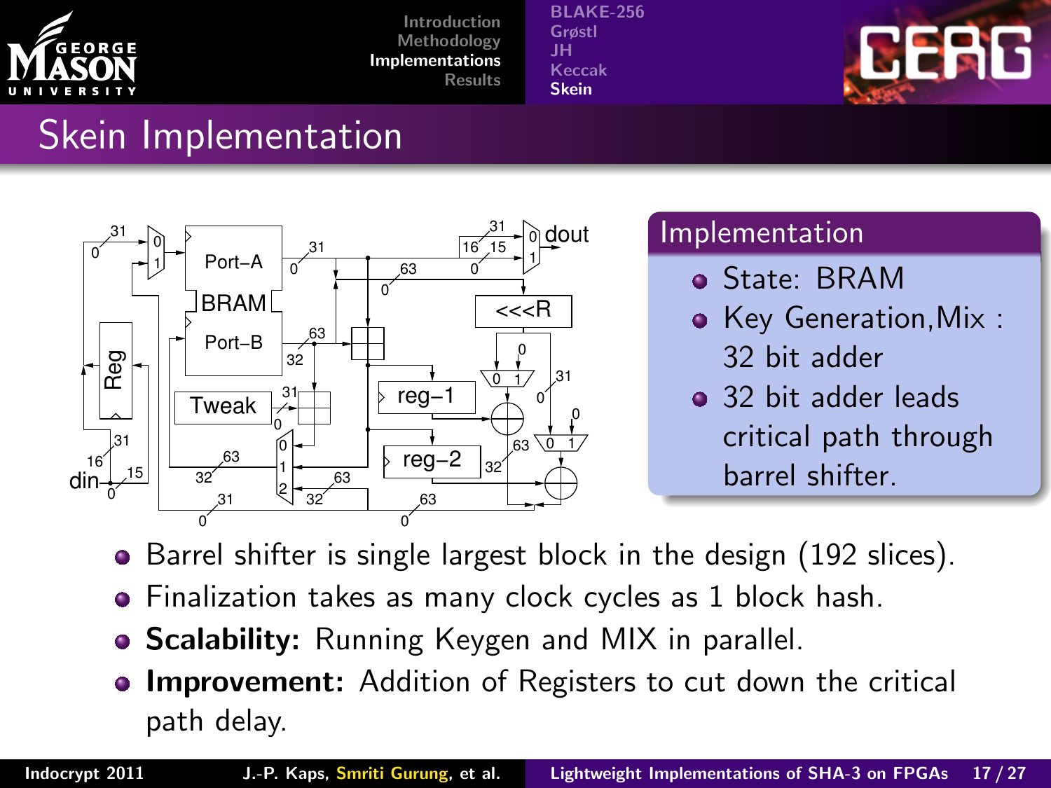# Skein Implementation

## Implementation

- State: BRAM
- Key Generation, Mix : 32 bit adder
- 32 bit adder leads critical path through barrel shifter.

- Barrel shifter is single largest block in the design (192 slices).
- Finalization takes as many clock cycles as 1 block hash.
- **Scalability:** Running Keygen and MIX in parallel.
- **Improvement:** Addition of Registers to cut down the critical path delay.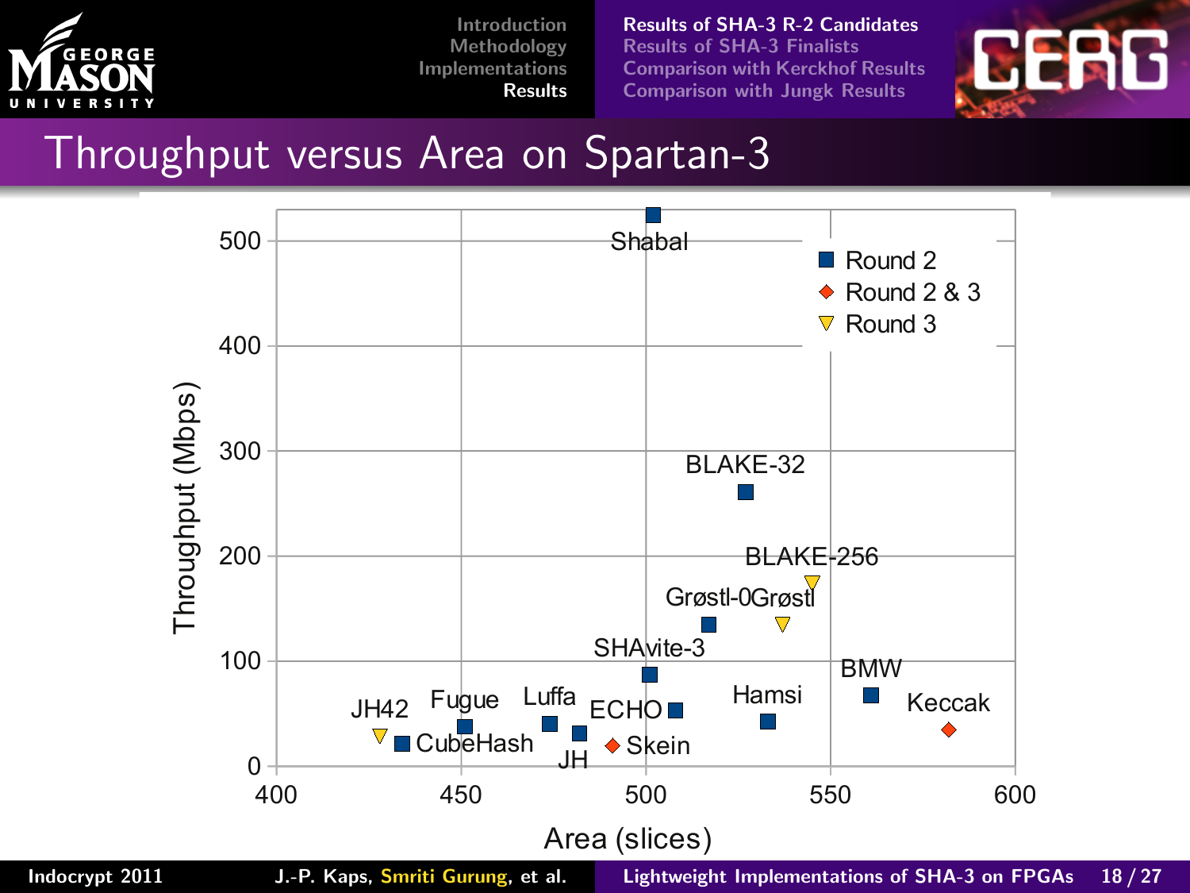# Throughput versus Area on Spartan-3

Throughput (Mbps) vs Area (slices)

Legend: Round 2; Round 2 & 3; Round 3

Shabal, BLAKE-32, BLAKE-256, Grøstl-0, Grøstl, SHAvite-3, BMW, Hamsi, Keccak, ECHO, Skein, Luffa, JH, Fugue, CubeHash, JH42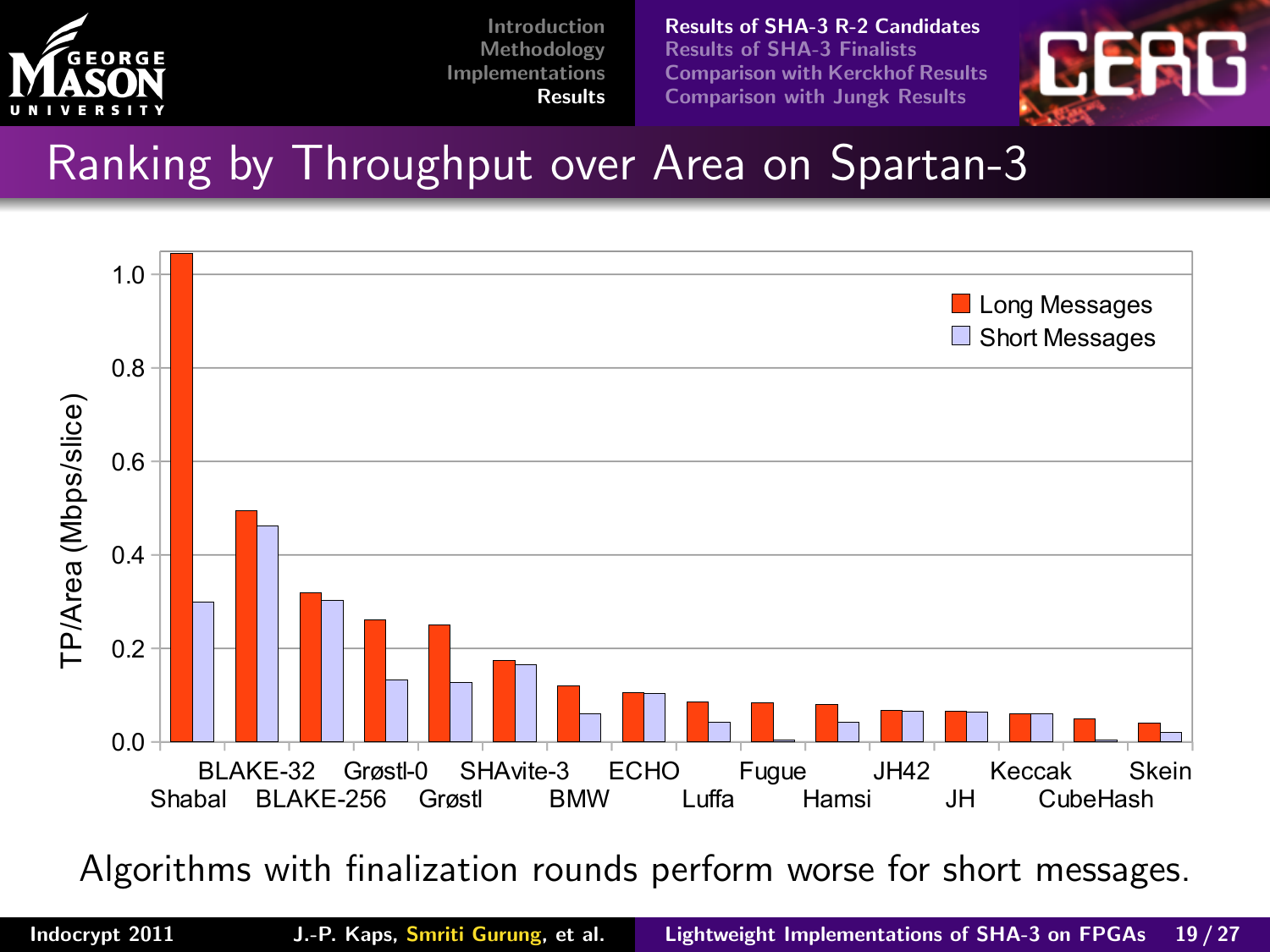# Ranking by Throughput over Area on Spartan-3

TP/Area (Mbps/slice)

| Algorithm | Long Messages | Short Messages |
|---|---|---|
| Shabal | 1.04 | 0.30 |
| BLAKE-32 | 0.49 | 0.46 |
| BLAKE-256 | 0.32 | 0.30 |
| Grøstl-0 | 0.26 | 0.13 |
| Grøstl | 0.25 | 0.13 |
| SHAvite-3 | 0.17 | 0.16 |
| BMW | 0.12 | 0.06 |
| ECHO | 0.10 | 0.10 |
| Luffa | 0.08 | 0.04 |
| Fugue | 0.08 | 0.00 |
| Hamsi | 0.08 | 0.04 |
| JH42 | 0.07 | 0.06 |
| JH | 0.06 | 0.06 |
| Keccak | 0.06 | 0.06 |
| CubeHash | 0.05 | 0.00 |
| Skein | 0.04 | 0.02 |

Algorithms with finalization rounds perform worse for short messages.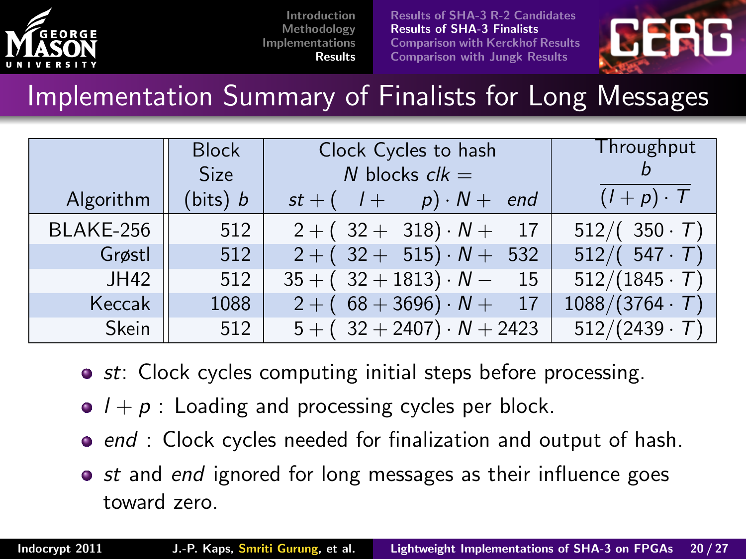# Implementation Summary of Finalists for Long Messages

| Algorithm | Block Size (bits) $b$ | Clock Cycles to hash $N$ blocks $clk = st + (l + p) \cdot N + end$ | Throughput $\frac{b}{(l+p) \cdot T}$ |
|---|---|---|---|
| BLAKE-256 | 512 | $2 + (32 + 318) \cdot N + 17$ | $512/(350 \cdot T)$ |
| Grøstl | 512 | $2 + (32 + 515) \cdot N + 532$ | $512/(547 \cdot T)$ |
| JH42 | 512 | $35 + (32 + 1813) \cdot N - 15$ | $512/(1845 \cdot T)$ |
| Keccak | 1088 | $2 + (68 + 3696) \cdot N + 17$ | $1088/(3764 \cdot T)$ |
| Skein | 512 | $5 + (32 + 2407) \cdot N + 2423$ | $512/(2439 \cdot T)$ |

- $st$: Clock cycles computing initial steps before processing.
- $l + p$ : Loading and processing cycles per block.
- $end$ : Clock cycles needed for finalization and output of hash.
- $st$ and $end$ ignored for long messages as their influence goes toward zero.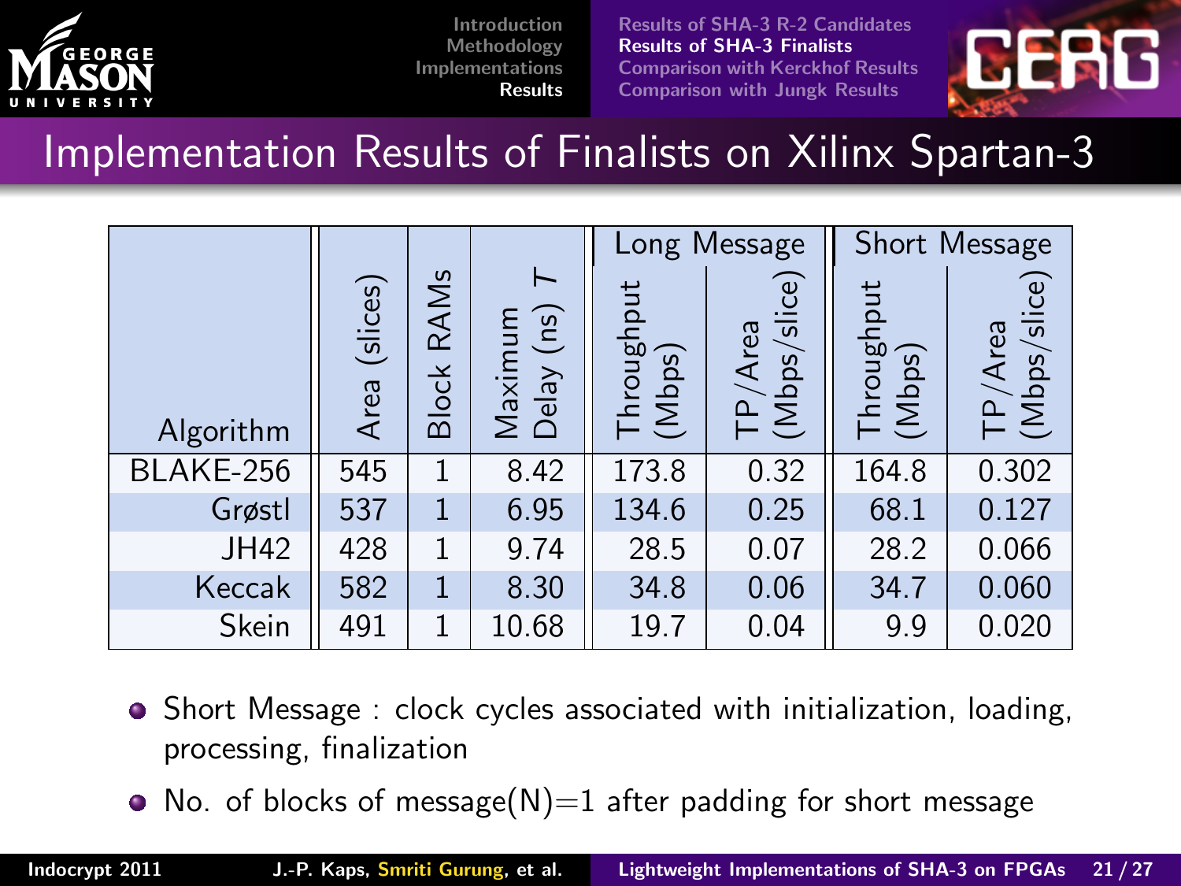# Implementation Results of Finalists on Xilinx Spartan-3

| Algorithm | Area (slices) | Block RAMs | Maximum Delay (ns) $T$ | Long Message | | Short Message | |
|---|---|---|---|---|---|---|---|
| | | | | Throughput (Mbps) | TP/Area (Mbps/slice) | Throughput (Mbps) | TP/Area (Mbps/slice) |
| BLAKE-256 | 545 | 1 | 8.42 | 173.8 | 0.32 | 164.8 | 0.302 |
| Grøstl | 537 | 1 | 6.95 | 134.6 | 0.25 | 68.1 | 0.127 |
| JH42 | 428 | 1 | 9.74 | 28.5 | 0.07 | 28.2 | 0.066 |
| Keccak | 582 | 1 | 8.30 | 34.8 | 0.06 | 34.7 | 0.060 |
| Skein | 491 | 1 | 10.68 | 19.7 | 0.04 | 9.9 | 0.020 |

- Short Message : clock cycles associated with initialization, loading, processing, finalization
- No. of blocks of message(N)=1 after padding for short message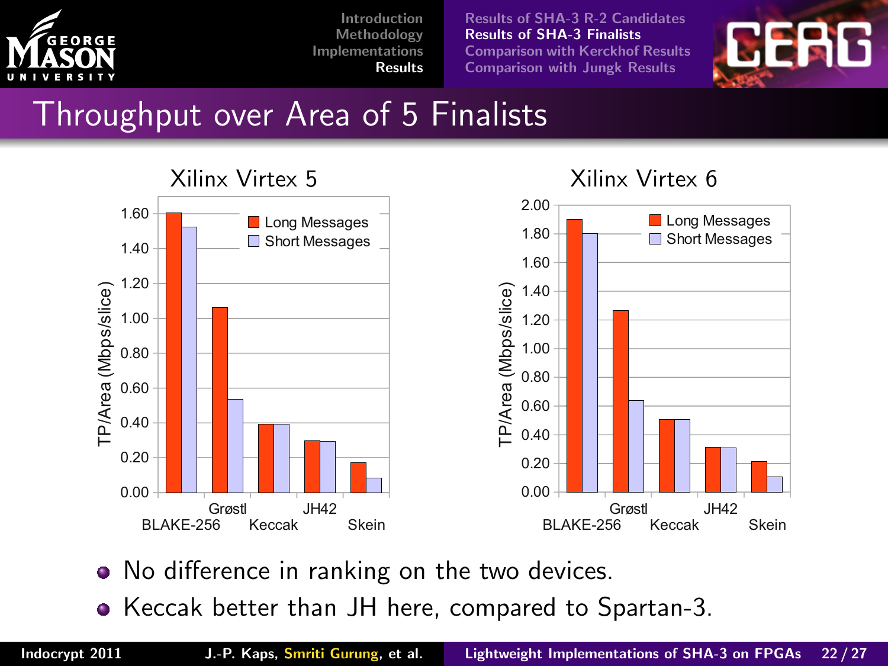# Throughput over Area of 5 Finalists

**Xilinx Virtex 5**

| | Long Messages | Short Messages |
|---|---|---|
| BLAKE-256 | 1.60 | 1.52 |
| Grøstl | 1.06 | 0.53 |
| Keccak | 0.39 | 0.39 |
| JH42 | 0.30 | 0.29 |
| Skein | 0.17 | 0.08 |

TP/Area (Mbps/slice)

**Xilinx Virtex 6**

| | Long Messages | Short Messages |
|---|---|---|
| BLAKE-256 | 1.90 | 1.80 |
| Grøstl | 1.26 | 0.64 |
| Keccak | 0.51 | 0.51 |
| JH42 | 0.31 | 0.31 |
| Skein | 0.21 | 0.11 |

TP/Area (Mbps/slice)

- No difference in ranking on the two devices.
- Keccak better than JH here, compared to Spartan-3.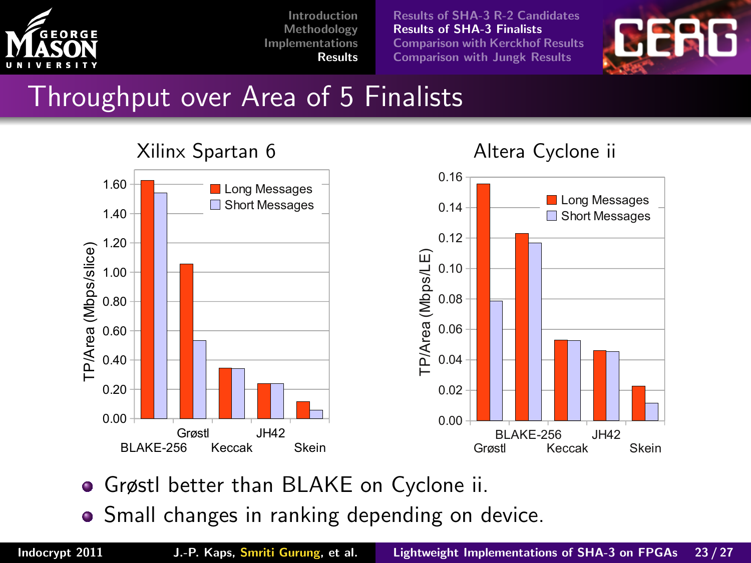# Throughput over Area of 5 Finalists

**Xilinx Spartan 6**

| | Long Messages | Short Messages |
|---|---|---|
| BLAKE-256 | 1.63 | 1.54 |
| Grøstl | 1.06 | 0.53 |
| Keccak | 0.34 | 0.34 |
| JH42 | 0.24 | 0.24 |
| Skein | 0.11 | 0.06 |

TP/Area (Mbps/slice)

**Altera Cyclone ii**

| | Long Messages | Short Messages |
|---|---|---|
| Grøstl | 0.155 | 0.079 |
| BLAKE-256 | 0.123 | 0.117 |
| Keccak | 0.053 | 0.053 |
| JH42 | 0.046 | 0.045 |
| Skein | 0.023 | 0.011 |

TP/Area (Mbps/LE)

- Grøstl better than BLAKE on Cyclone ii.
- Small changes in ranking depending on device.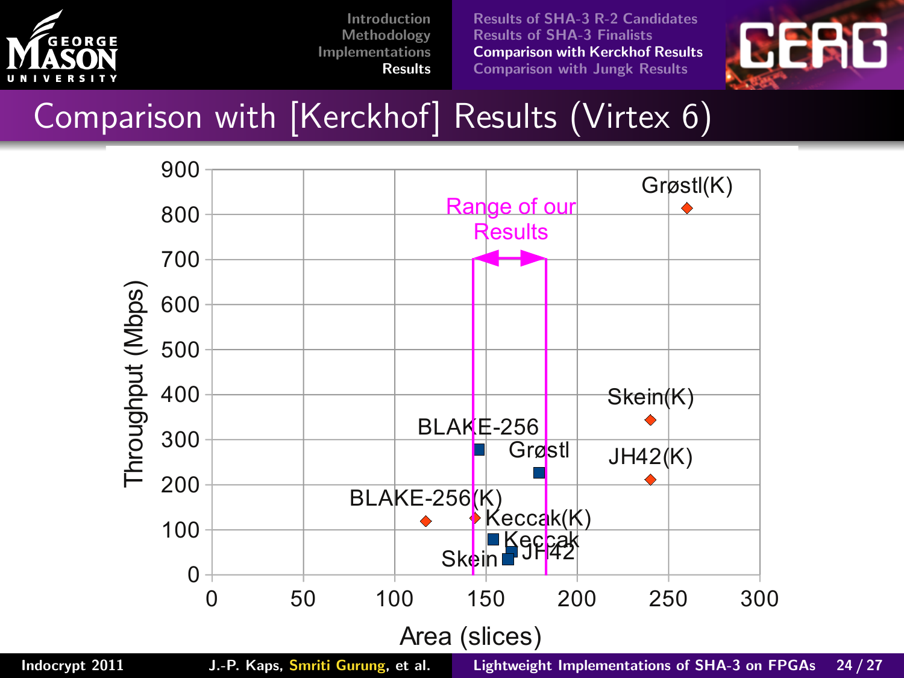## Comparison with [Kerckhof] Results (Virtex 6)

Range of our Results

Throughput (Mbps)

Area (slices)

Grøstl(K)

Skein(K)

JH42(K)

BLAKE-256

Grøstl

BLAKE-256(K)

Keccak(K)

Keccak

JH42

Skein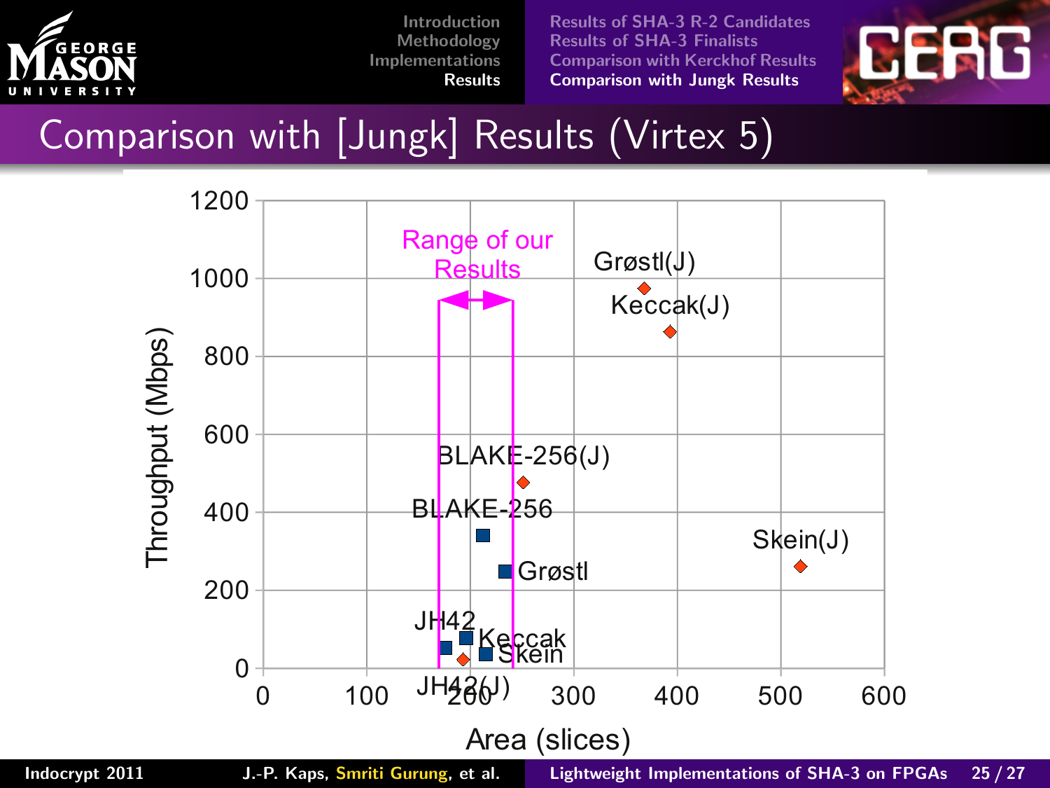# Comparison with [Jungk] Results (Virtex 5)

Throughput (Mbps) vs. Area (slices)

Range of our Results

- Grøstl(J)
- Keccak(J)
- BLAKE-256(J)
- BLAKE-256
- Grøstl
- Skein(J)
- JH42
- Keccak
- Skein
- JH42(J)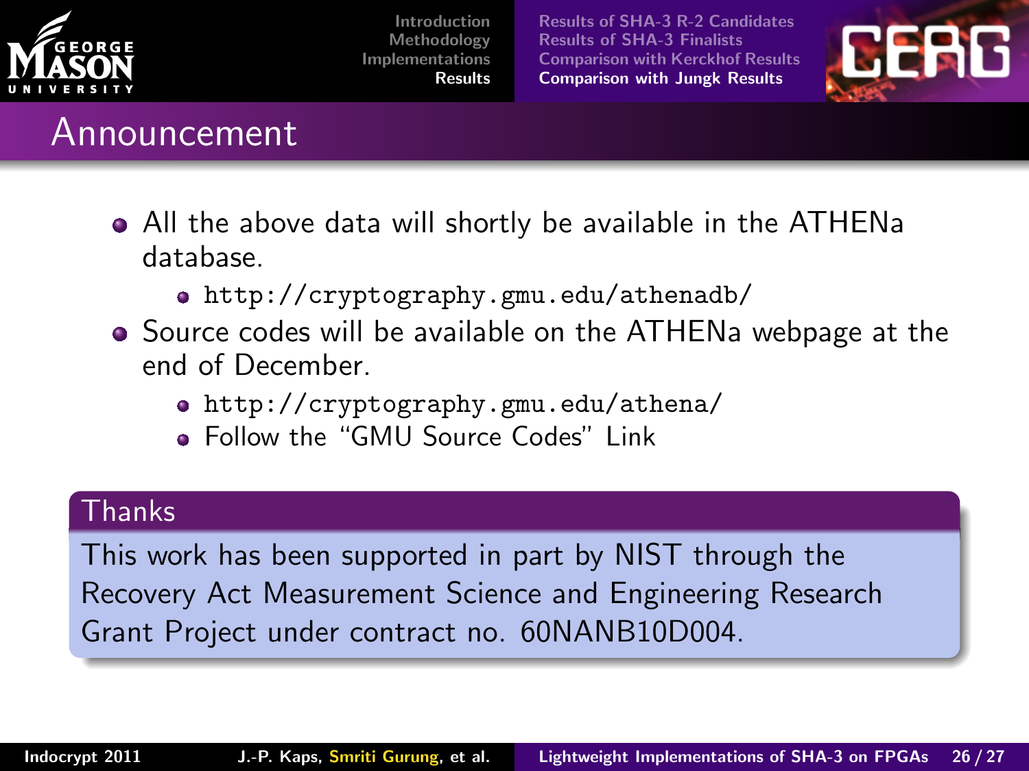# Announcement

- All the above data will shortly be available in the ATHENa database.
  - http://cryptography.gmu.edu/athenadb/
- Source codes will be available on the ATHENa webpage at the end of December.
  - http://cryptography.gmu.edu/athena/
  - Follow the “GMU Source Codes” Link

**Thanks**

This work has been supported in part by NIST through the Recovery Act Measurement Science and Engineering Research Grant Project under contract no. 60NANB10D004.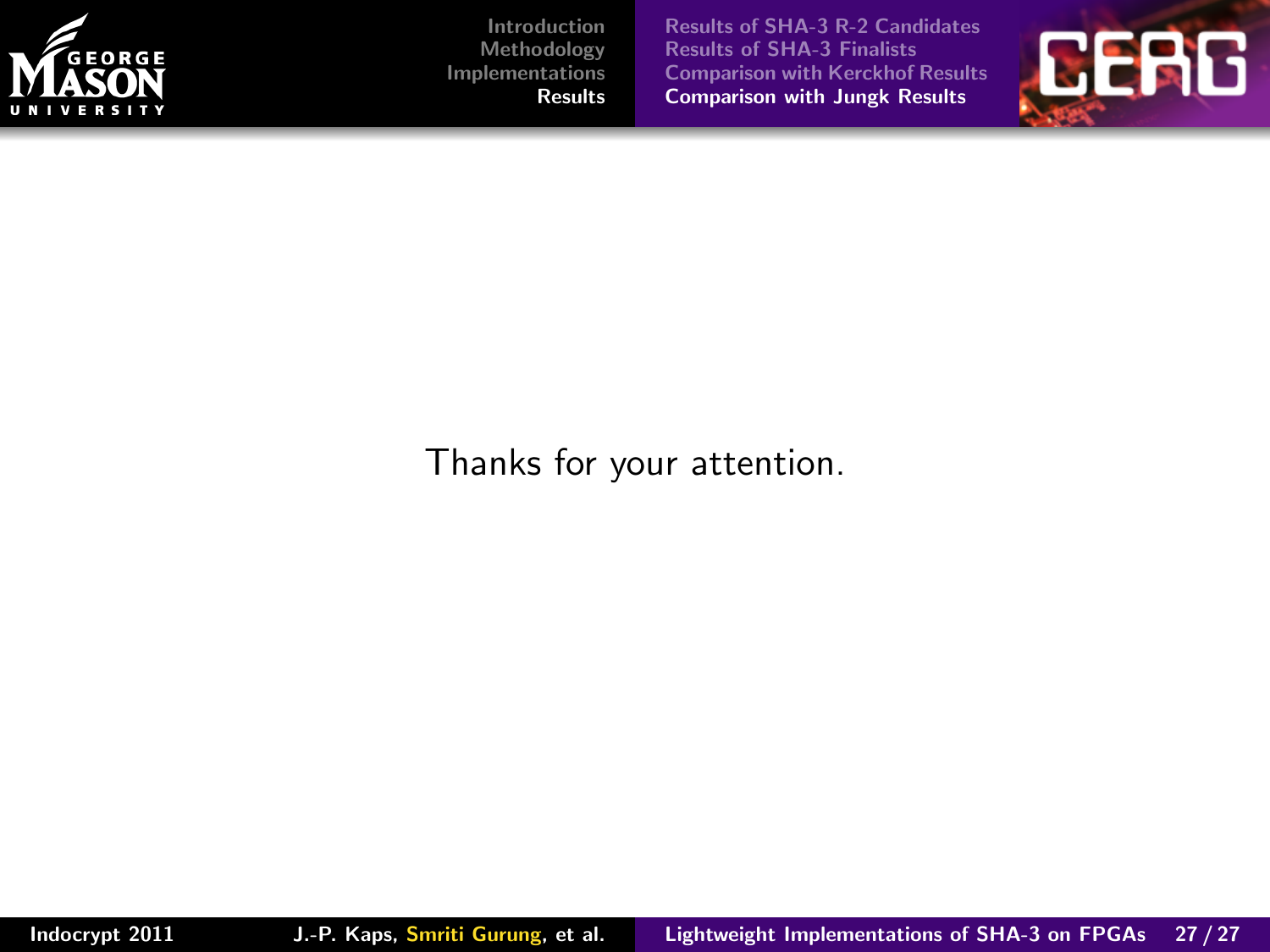Thanks for your attention.